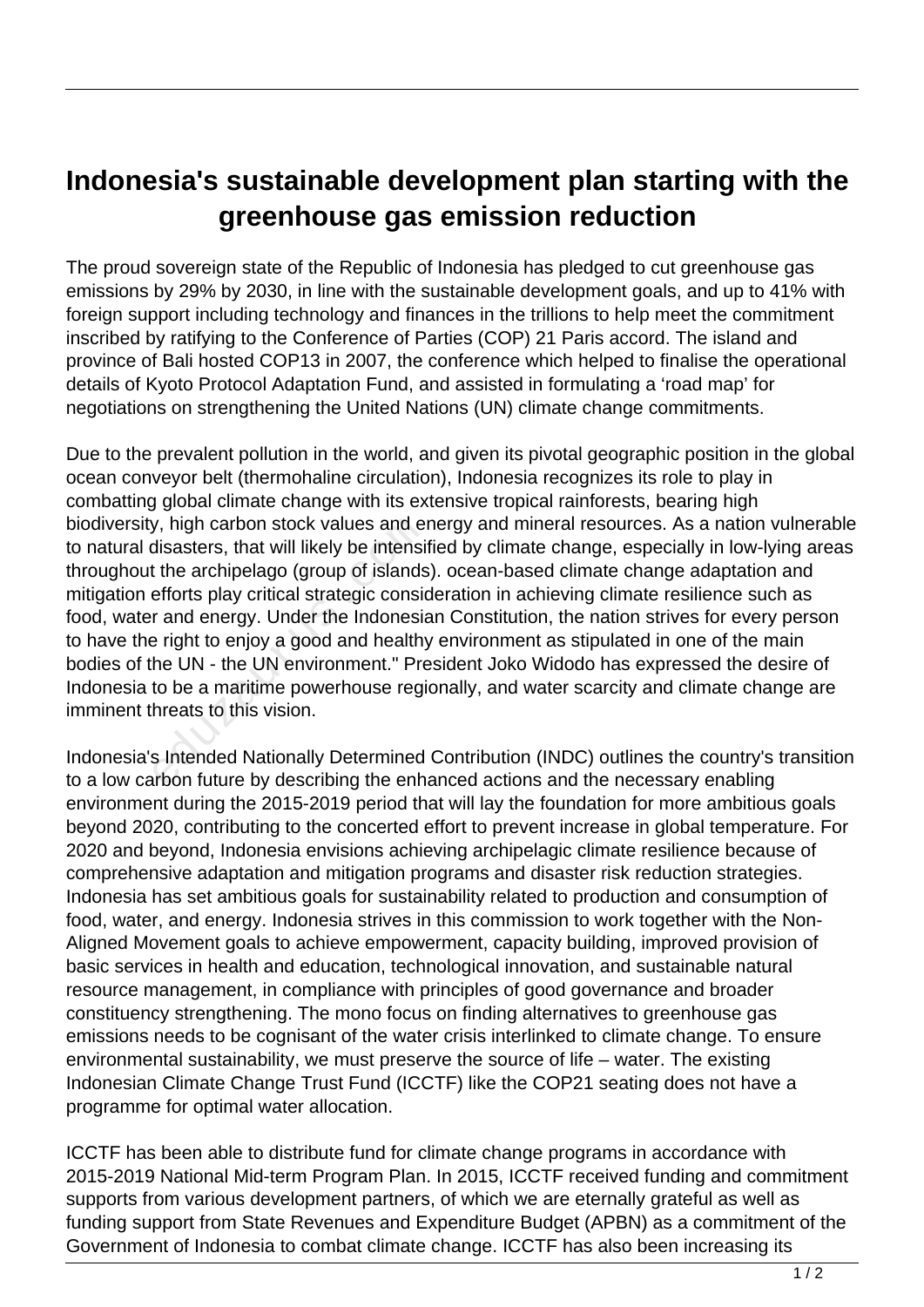# Indonesia's sustainable development plan starting with the greenhouse gas emission reduction

The proud sovereign state of the Republic of Indonesia has pledged to cut greenhouse gas emissions by 29% by 2030, in line with the sustainable development goals, and up to 41% with foreign support including technology and finances in the trillions to help meet the commitment inscribed by ratifying to the Conference of Parties (COP) 21 Paris accord. The island and province of Bali hosted COP13 in 2007, the conference which helped to finalise the operational details of Kyoto Protocol Adaptation Fund, and assisted in formulating a 'road map' for negotiations on strengthening the United Nations (UN) climate change commitments.

Due to the prevalent pollution in the world, and given its pivotal geographic position in the global ocean conveyor belt (thermohaline circulation), Indonesia recognizes its role to play in combatting global climate change with its extensive tropical rainforests, bearing high biodiversity, high carbon stock values and energy and mineral resources. As a nation vulnerable to natural disasters, that will likely be intensified by climate change, especially in low-lying areas throughout the archipelago (group of islands). ocean-based climate change adaptation and mitigation efforts play critical strategic consideration in achieving climate resilience such as food, water and energy. Under the Indonesian Constitution, the nation strives for every person to have the right to enjoy a good and healthy environment as stipulated in one of the main bodies of the UN - the UN environment." President Joko Widodo has expressed the desire of Indonesia to be a maritime powerhouse regionally, and water scarcity and climate change are imminent threats to this vision.

Indonesia's Intended Nationally Determined Contribution (INDC) outlines the country's transition to a low carbon future by describing the enhanced actions and the necessary enabling environment during the 2015-2019 period that will lay the foundation for more ambitious goals beyond 2020, contributing to the concerted effort to prevent increase in global temperature. For 2020 and beyond, Indonesia envisions achieving archipelagic climate resilience because of comprehensive adaptation and mitigation programs and disaster risk reduction strategies. Indonesia has set ambitious goals for sustainability related to production and consumption of food, water, and energy. Indonesia strives in this commission to work together with the Non-Aligned Movement goals to achieve empowerment, capacity building, improved provision of basic services in health and education, technological innovation, and sustainable natural resource management, in compliance with principles of good governance and broader constituency strengthening. The mono focus on finding alternatives to greenhouse gas emissions needs to be cognisant of the water crisis interlinked to climate change. To ensure environmental sustainability, we must preserve the source of life – water. The existing Indonesian Climate Change Trust Fund (ICCTF) like the COP21 seating does not have a programme for optimal water allocation.

ICCTF has been able to distribute fund for climate change programs in accordance with 2015-2019 National Mid-term Program Plan. In 2015, ICCTF received funding and commitment supports from various development partners, of which we are eternally grateful as well as funding support from State Revenues and Expenditure Budget (APBN) as a commitment of the Government of Indonesia to combat climate change. ICCTF has also been increasing its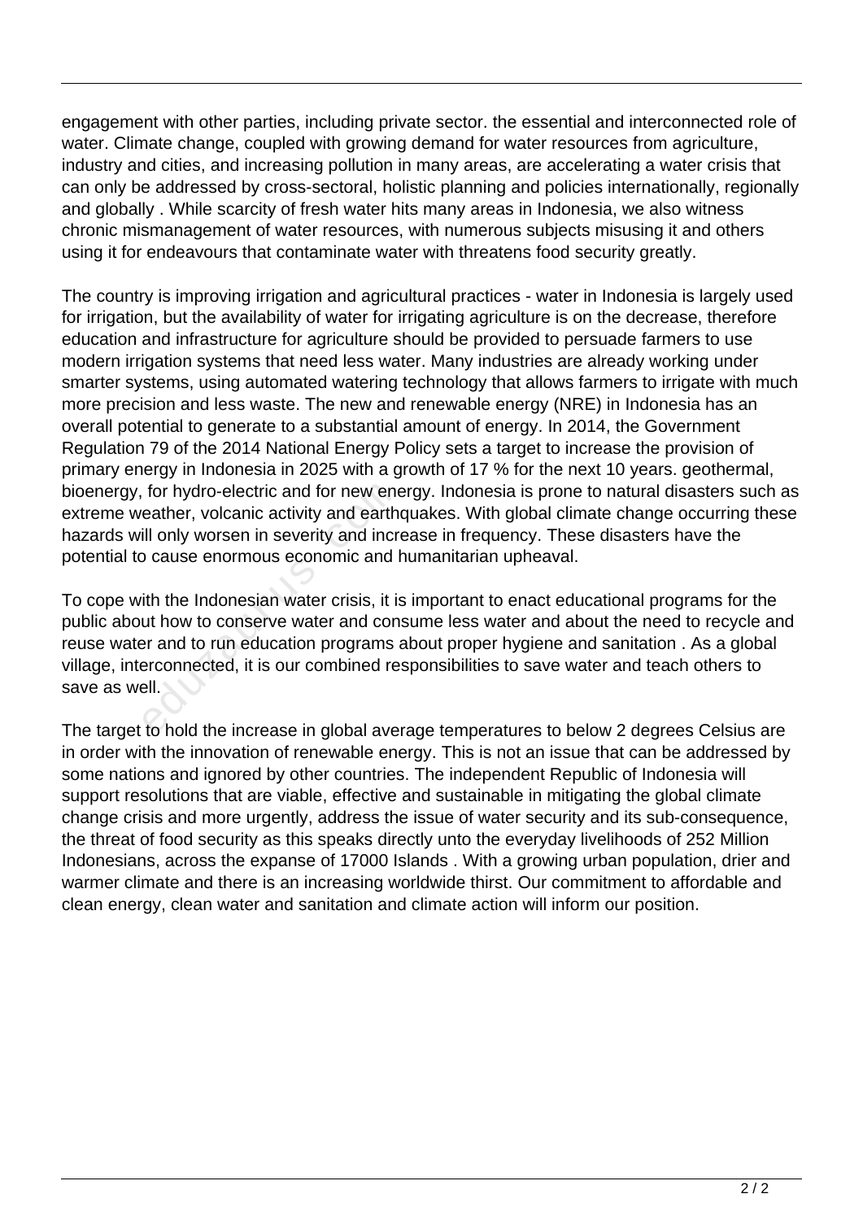engagement with other parties, including private sector. the essential and interconnected role of water. Climate change, coupled with growing demand for water resources from agriculture, industry and cities, and increasing pollution in many areas, are accelerating a water crisis that can only be addressed by cross-sectoral, holistic planning and policies internationally, regionally and globally . While scarcity of fresh water hits many areas in Indonesia, we also witness chronic mismanagement of water resources, with numerous subjects misusing it and others using it for endeavours that contaminate water with threatens food security greatly.

The country is improving irrigation and agricultural practices - water in Indonesia is largely used for irrigation, but the availability of water for irrigating agriculture is on the decrease, therefore education and infrastructure for agriculture should be provided to persuade farmers to use modern irrigation systems that need less water. Many industries are already working under smarter systems, using automated watering technology that allows farmers to irrigate with much more precision and less waste. The new and renewable energy (NRE) in Indonesia has an overall potential to generate to a substantial amount of energy. In 2014, the Government Regulation 79 of the 2014 National Energy Policy sets a target to increase the provision of primary energy in Indonesia in 2025 with a growth of 17 % for the next 10 years. geothermal, bioenergy, for hydro-electric and for new energy. Indonesia is prone to natural disasters such as extreme weather, volcanic activity and earthquakes. With global climate change occurring these hazards will only worsen in severity and increase in frequency. These disasters have the potential to cause enormous economic and humanitarian upheaval.

To cope with the Indonesian water crisis, it is important to enact educational programs for the public about how to conserve water and consume less water and about the need to recycle and reuse water and to run education programs about proper hygiene and sanitation . As a global village, interconnected, it is our combined responsibilities to save water and teach others to save as well.

The target to hold the increase in global average temperatures to below 2 degrees Celsius are in order with the innovation of renewable energy. This is not an issue that can be addressed by some nations and ignored by other countries. The independent Republic of Indonesia will support resolutions that are viable, effective and sustainable in mitigating the global climate change crisis and more urgently, address the issue of water security and its sub-consequence, the threat of food security as this speaks directly unto the everyday livelihoods of 252 Million Indonesians, across the expanse of 17000 Islands . With a growing urban population, drier and warmer climate and there is an increasing worldwide thirst. Our commitment to affordable and clean energy, clean water and sanitation and climate action will inform our position.